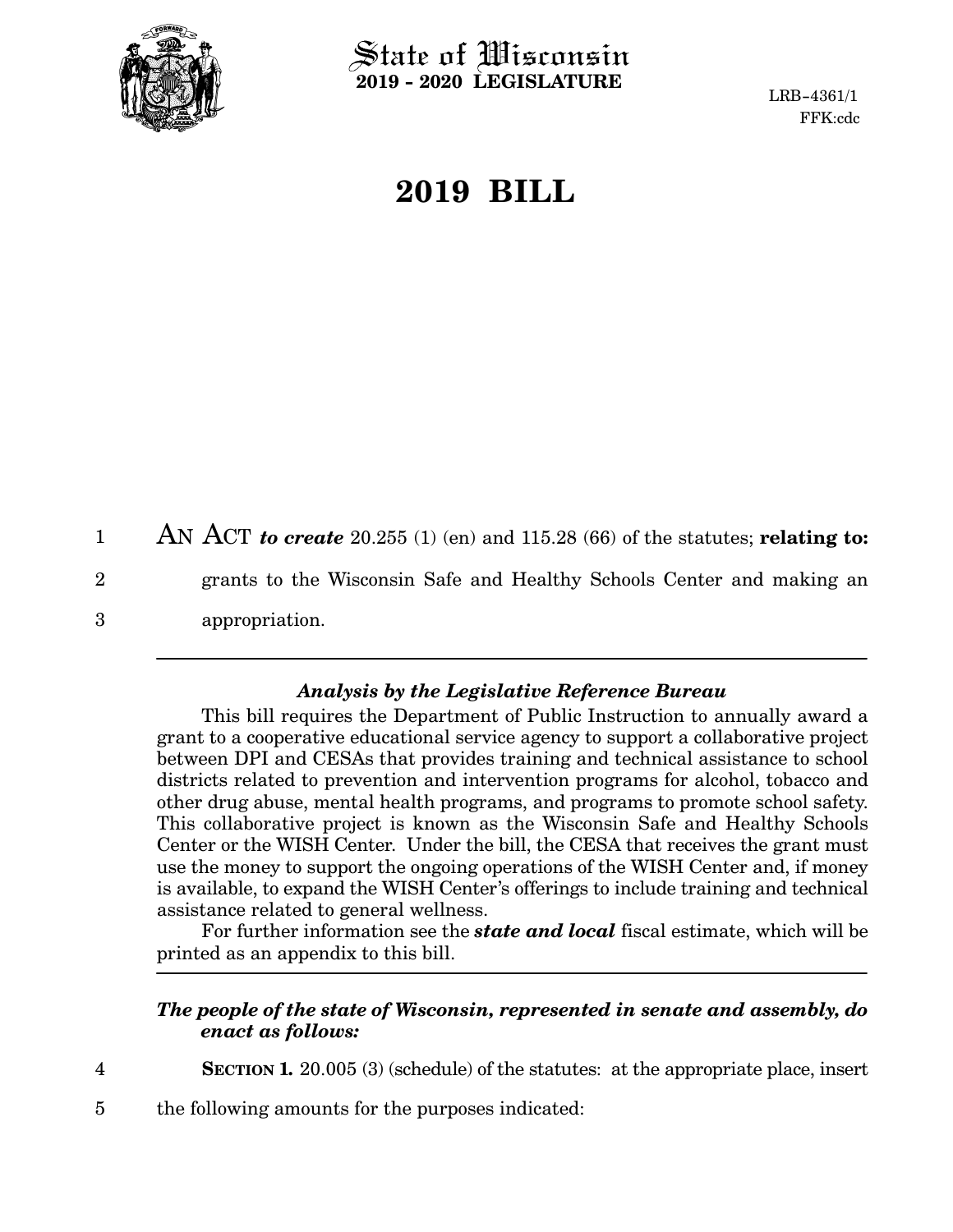# State of Wisconsin
**2019 - 2020 LEGISLATURE**

LRB-4361/1
FFK:cdc

# 2019 BILL

AN ACT *to create* 20.255 (1) (en) and 115.28 (66) of the statutes; **relating to:** grants to the Wisconsin Safe and Healthy Schools Center and making an appropriation.

---

### *Analysis by the Legislative Reference Bureau*

This bill requires the Department of Public Instruction to annually award a grant to a cooperative educational service agency to support a collaborative project between DPI and CESAs that provides training and technical assistance to school districts related to prevention and intervention programs for alcohol, tobacco and other drug abuse, mental health programs, and programs to promote school safety. This collaborative project is known as the Wisconsin Safe and Healthy Schools Center or the WISH Center. Under the bill, the CESA that receives the grant must use the money to support the ongoing operations of the WISH Center and, if money is available, to expand the WISH Center's offerings to include training and technical assistance related to general wellness.

For further information see the ***state and local*** fiscal estimate, which will be printed as an appendix to this bill.

---

***The people of the state of Wisconsin, represented in senate and assembly, do enact as follows:***

**SECTION 1.** 20.005 (3) (schedule) of the statutes: at the appropriate place, insert the following amounts for the purposes indicated: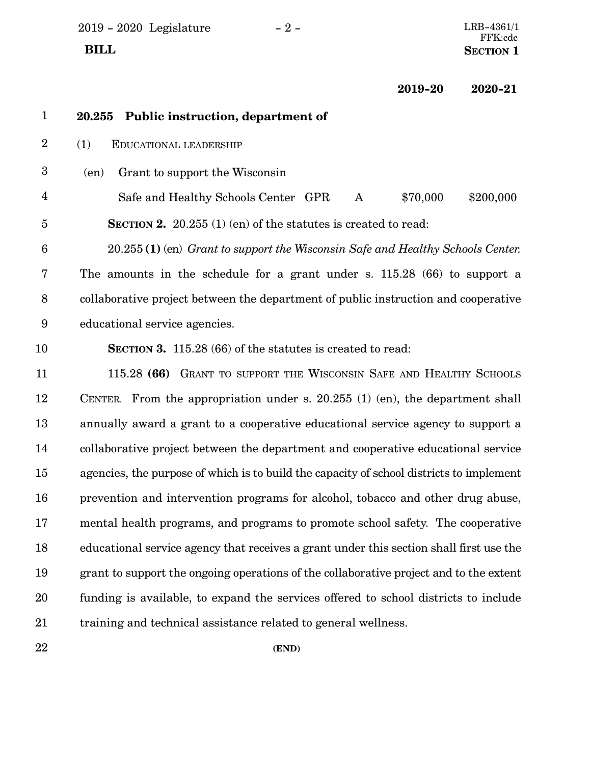| | | | | 2019-20 | 2020-21 |
|---|---|---|---|---|---|
| **20.255 Public instruction, department of** | | | | | |
| (1) EDUCATIONAL LEADERSHIP | | | | | |
| (en) Grant to support the Wisconsin Safe and Healthy Schools Center | GPR | A | | $70,000 | $200,000 |

**SECTION 2.** 20.255 (1) (en) of the statutes is created to read:

20.255 **(1)** (en) *Grant to support the Wisconsin Safe and Healthy Schools Center.* The amounts in the schedule for a grant under s. 115.28 (66) to support a collaborative project between the department of public instruction and cooperative educational service agencies.

**SECTION 3.** 115.28 (66) of the statutes is created to read:

115.28 **(66)** GRANT TO SUPPORT THE WISCONSIN SAFE AND HEALTHY SCHOOLS CENTER. From the appropriation under s. 20.255 (1) (en), the department shall annually award a grant to a cooperative educational service agency to support a collaborative project between the department and cooperative educational service agencies, the purpose of which is to build the capacity of school districts to implement prevention and intervention programs for alcohol, tobacco and other drug abuse, mental health programs, and programs to promote school safety. The cooperative educational service agency that receives a grant under this section shall first use the grant to support the ongoing operations of the collaborative project and to the extent funding is available, to expand the services offered to school districts to include training and technical assistance related to general wellness.

**(END)**